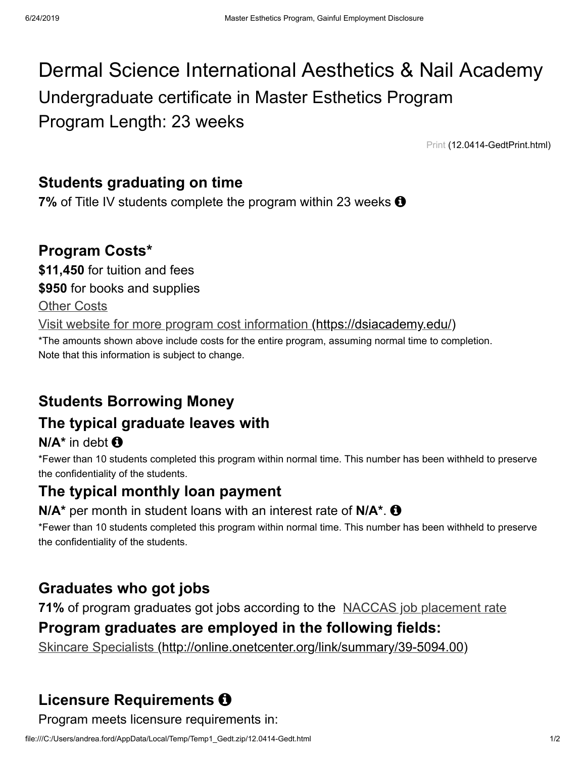# Dermal Science International Aesthetics & Nail Academy

## Undergraduate certificate in Master Esthetics Program

## Program Length: 23 weeks

Print (12.0414-GedtPrint.html)

### Students graduating on time

**7%** of Title IV students complete the program within 23 weeks

### Program Costs*

**$11,450** for tuition and fees

**$950** for books and supplies

Other Costs

Visit website for more program cost information (https://dsiacademy.edu/)

*The amounts shown above include costs for the entire program, assuming normal time to completion. Note that this information is subject to change.

### Students Borrowing Money

### The typical graduate leaves with

**N/A*** in debt

*Fewer than 10 students completed this program within normal time. This number has been withheld to preserve the confidentiality of the students.

### The typical monthly loan payment

**N/A*** per month in student loans with an interest rate of **N/A***.

*Fewer than 10 students completed this program within normal time. This number has been withheld to preserve the confidentiality of the students.

### Graduates who got jobs

**71%** of program graduates got jobs according to the NACCAS job placement rate

### Program graduates are employed in the following fields:

Skincare Specialists (http://online.onetcenter.org/link/summary/39-5094.00)

### Licensure Requirements

Program meets licensure requirements in: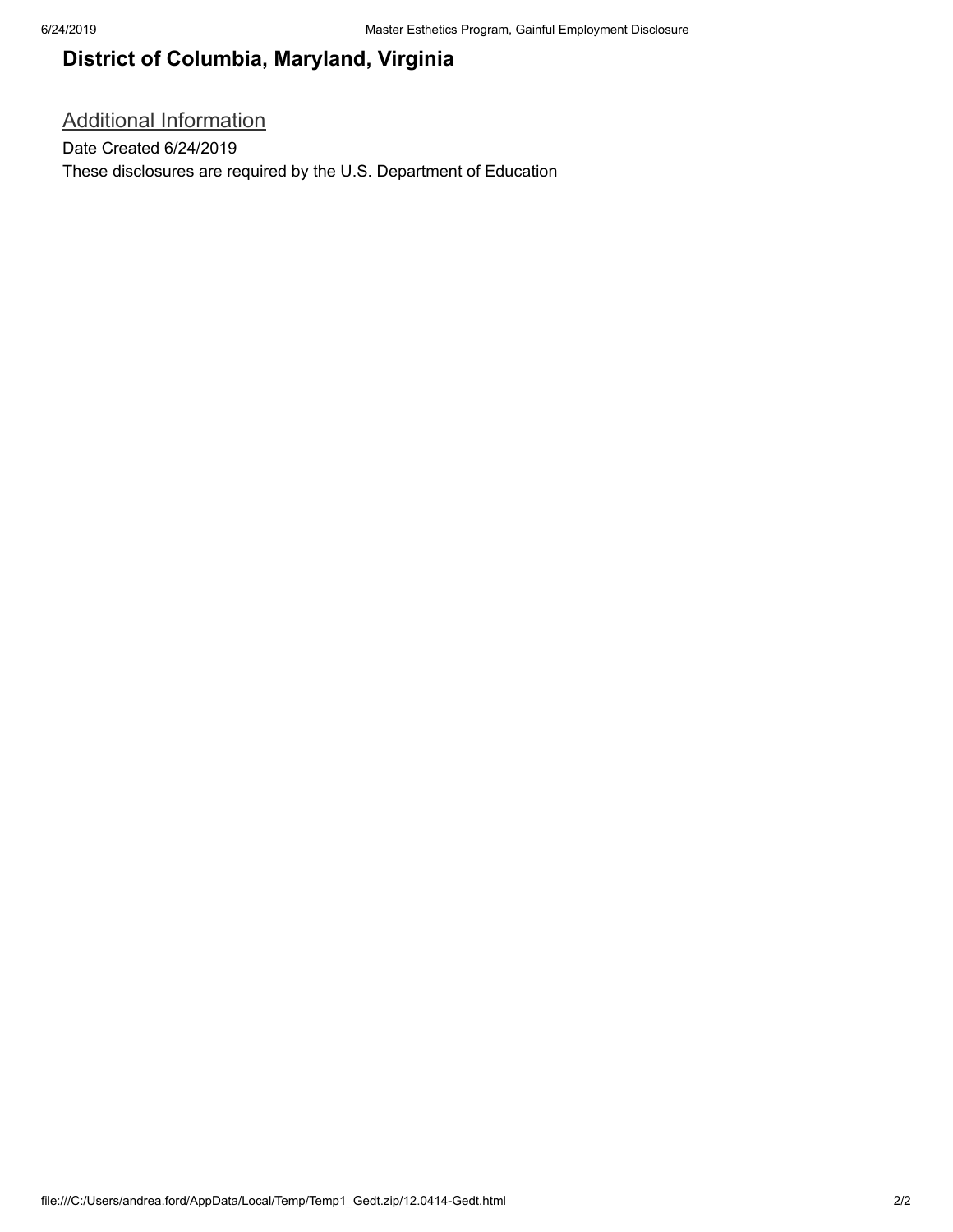**District of Columbia, Maryland, Virginia**

## Additional Information

Date Created 6/24/2019

These disclosures are required by the U.S. Department of Education